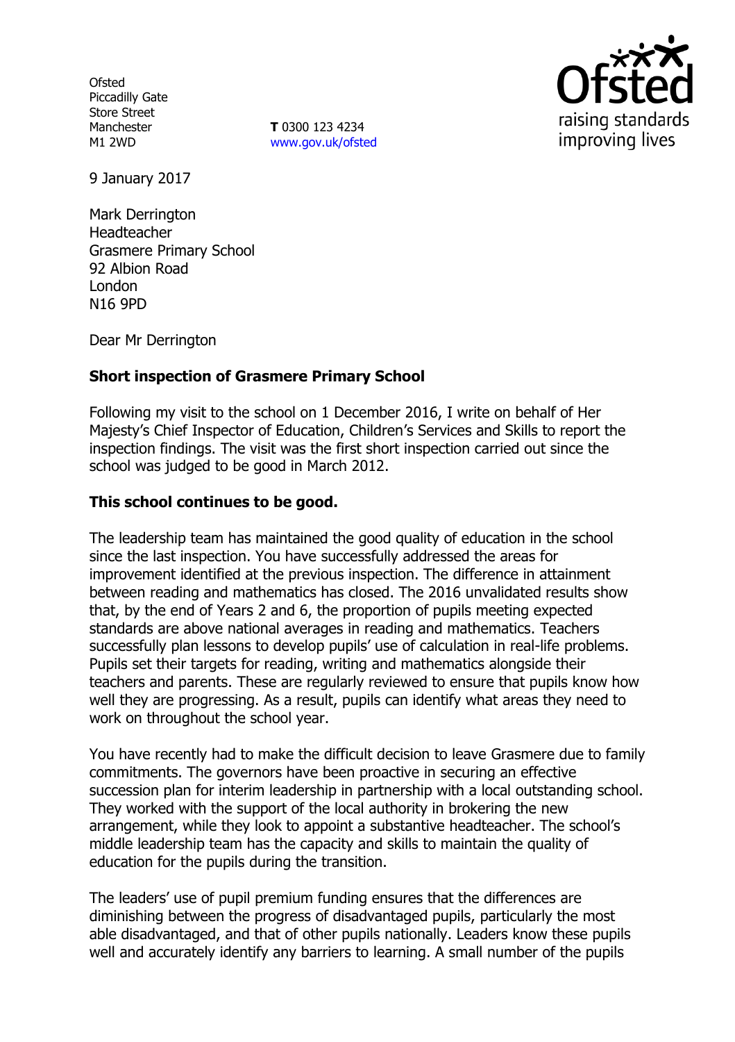Ofsted
Piccadilly Gate
Store Street
Manchester
M1 2WD

**T** 0300 123 4234
www.gov.uk/ofsted

9 January 2017

Mark Derrington
Headteacher
Grasmere Primary School
92 Albion Road
London
N16 9PD

Dear Mr Derrington

**Short inspection of Grasmere Primary School**

Following my visit to the school on 1 December 2016, I write on behalf of Her Majesty's Chief Inspector of Education, Children's Services and Skills to report the inspection findings. The visit was the first short inspection carried out since the school was judged to be good in March 2012.

**This school continues to be good.**

The leadership team has maintained the good quality of education in the school since the last inspection. You have successfully addressed the areas for improvement identified at the previous inspection. The difference in attainment between reading and mathematics has closed. The 2016 unvalidated results show that, by the end of Years 2 and 6, the proportion of pupils meeting expected standards are above national averages in reading and mathematics. Teachers successfully plan lessons to develop pupils' use of calculation in real-life problems. Pupils set their targets for reading, writing and mathematics alongside their teachers and parents. These are regularly reviewed to ensure that pupils know how well they are progressing. As a result, pupils can identify what areas they need to work on throughout the school year.

You have recently had to make the difficult decision to leave Grasmere due to family commitments. The governors have been proactive in securing an effective succession plan for interim leadership in partnership with a local outstanding school. They worked with the support of the local authority in brokering the new arrangement, while they look to appoint a substantive headteacher. The school's middle leadership team has the capacity and skills to maintain the quality of education for the pupils during the transition.

The leaders' use of pupil premium funding ensures that the differences are diminishing between the progress of disadvantaged pupils, particularly the most able disadvantaged, and that of other pupils nationally. Leaders know these pupils well and accurately identify any barriers to learning. A small number of the pupils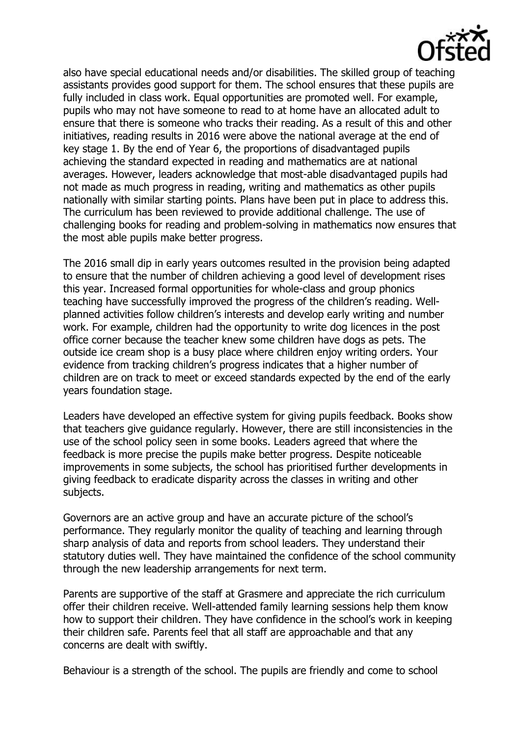also have special educational needs and/or disabilities. The skilled group of teaching assistants provides good support for them. The school ensures that these pupils are fully included in class work. Equal opportunities are promoted well. For example, pupils who may not have someone to read to at home have an allocated adult to ensure that there is someone who tracks their reading. As a result of this and other initiatives, reading results in 2016 were above the national average at the end of key stage 1. By the end of Year 6, the proportions of disadvantaged pupils achieving the standard expected in reading and mathematics are at national averages. However, leaders acknowledge that most-able disadvantaged pupils had not made as much progress in reading, writing and mathematics as other pupils nationally with similar starting points. Plans have been put in place to address this. The curriculum has been reviewed to provide additional challenge. The use of challenging books for reading and problem-solving in mathematics now ensures that the most able pupils make better progress.

The 2016 small dip in early years outcomes resulted in the provision being adapted to ensure that the number of children achieving a good level of development rises this year. Increased formal opportunities for whole-class and group phonics teaching have successfully improved the progress of the children's reading. Well-planned activities follow children's interests and develop early writing and number work. For example, children had the opportunity to write dog licences in the post office corner because the teacher knew some children have dogs as pets. The outside ice cream shop is a busy place where children enjoy writing orders. Your evidence from tracking children's progress indicates that a higher number of children are on track to meet or exceed standards expected by the end of the early years foundation stage.

Leaders have developed an effective system for giving pupils feedback. Books show that teachers give guidance regularly. However, there are still inconsistencies in the use of the school policy seen in some books. Leaders agreed that where the feedback is more precise the pupils make better progress. Despite noticeable improvements in some subjects, the school has prioritised further developments in giving feedback to eradicate disparity across the classes in writing and other subjects.

Governors are an active group and have an accurate picture of the school's performance. They regularly monitor the quality of teaching and learning through sharp analysis of data and reports from school leaders. They understand their statutory duties well. They have maintained the confidence of the school community through the new leadership arrangements for next term.

Parents are supportive of the staff at Grasmere and appreciate the rich curriculum offer their children receive. Well-attended family learning sessions help them know how to support their children. They have confidence in the school's work in keeping their children safe. Parents feel that all staff are approachable and that any concerns are dealt with swiftly.

Behaviour is a strength of the school. The pupils are friendly and come to school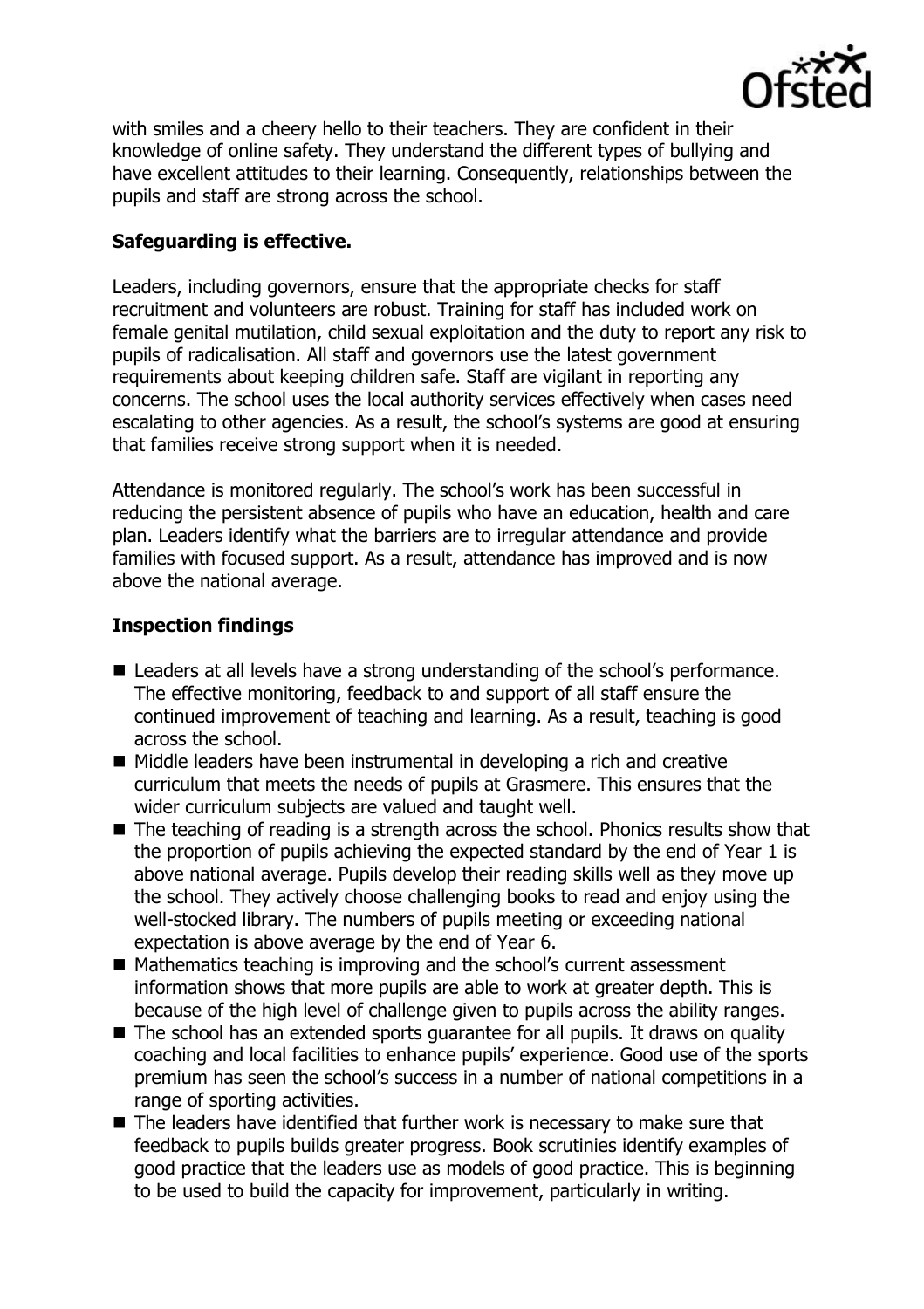with smiles and a cheery hello to their teachers. They are confident in their knowledge of online safety. They understand the different types of bullying and have excellent attitudes to their learning. Consequently, relationships between the pupils and staff are strong across the school.

**Safeguarding is effective.**

Leaders, including governors, ensure that the appropriate checks for staff recruitment and volunteers are robust. Training for staff has included work on female genital mutilation, child sexual exploitation and the duty to report any risk to pupils of radicalisation. All staff and governors use the latest government requirements about keeping children safe. Staff are vigilant in reporting any concerns. The school uses the local authority services effectively when cases need escalating to other agencies. As a result, the school's systems are good at ensuring that families receive strong support when it is needed.

Attendance is monitored regularly. The school's work has been successful in reducing the persistent absence of pupils who have an education, health and care plan. Leaders identify what the barriers are to irregular attendance and provide families with focused support. As a result, attendance has improved and is now above the national average.

**Inspection findings**

- Leaders at all levels have a strong understanding of the school's performance. The effective monitoring, feedback to and support of all staff ensure the continued improvement of teaching and learning. As a result, teaching is good across the school.
- Middle leaders have been instrumental in developing a rich and creative curriculum that meets the needs of pupils at Grasmere. This ensures that the wider curriculum subjects are valued and taught well.
- The teaching of reading is a strength across the school. Phonics results show that the proportion of pupils achieving the expected standard by the end of Year 1 is above national average. Pupils develop their reading skills well as they move up the school. They actively choose challenging books to read and enjoy using the well-stocked library. The numbers of pupils meeting or exceeding national expectation is above average by the end of Year 6.
- Mathematics teaching is improving and the school's current assessment information shows that more pupils are able to work at greater depth. This is because of the high level of challenge given to pupils across the ability ranges.
- The school has an extended sports guarantee for all pupils. It draws on quality coaching and local facilities to enhance pupils' experience. Good use of the sports premium has seen the school's success in a number of national competitions in a range of sporting activities.
- The leaders have identified that further work is necessary to make sure that feedback to pupils builds greater progress. Book scrutinies identify examples of good practice that the leaders use as models of good practice. This is beginning to be used to build the capacity for improvement, particularly in writing.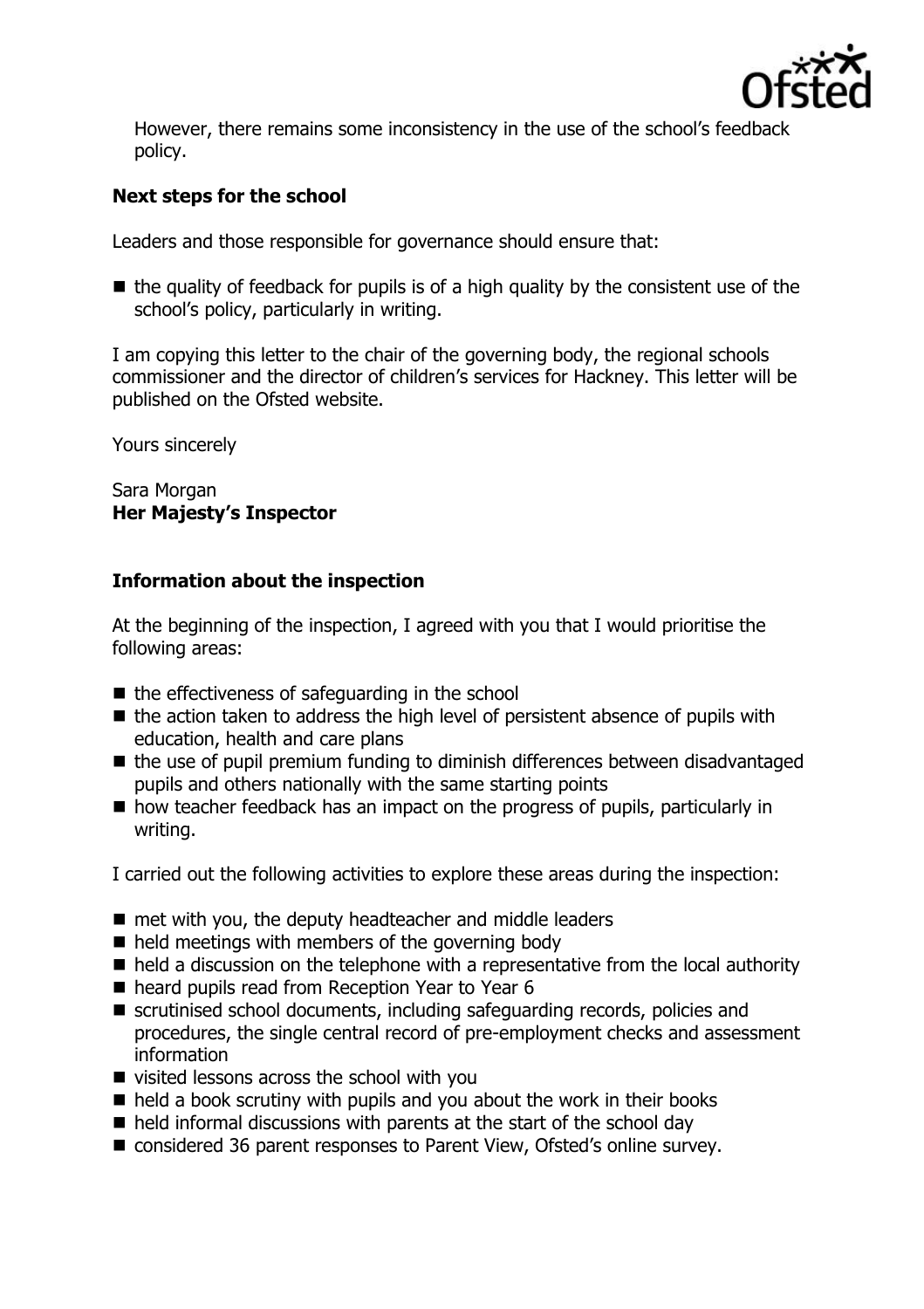However, there remains some inconsistency in the use of the school's feedback policy.

**Next steps for the school**

Leaders and those responsible for governance should ensure that:

- the quality of feedback for pupils is of a high quality by the consistent use of the school's policy, particularly in writing.

I am copying this letter to the chair of the governing body, the regional schools commissioner and the director of children's services for Hackney. This letter will be published on the Ofsted website.

Yours sincerely

Sara Morgan
**Her Majesty's Inspector**

## Information about the inspection

At the beginning of the inspection, I agreed with you that I would prioritise the following areas:

- the effectiveness of safeguarding in the school
- the action taken to address the high level of persistent absence of pupils with education, health and care plans
- the use of pupil premium funding to diminish differences between disadvantaged pupils and others nationally with the same starting points
- how teacher feedback has an impact on the progress of pupils, particularly in writing.

I carried out the following activities to explore these areas during the inspection:

- met with you, the deputy headteacher and middle leaders
- held meetings with members of the governing body
- held a discussion on the telephone with a representative from the local authority
- heard pupils read from Reception Year to Year 6
- scrutinised school documents, including safeguarding records, policies and procedures, the single central record of pre-employment checks and assessment information
- visited lessons across the school with you
- held a book scrutiny with pupils and you about the work in their books
- held informal discussions with parents at the start of the school day
- considered 36 parent responses to Parent View, Ofsted's online survey.